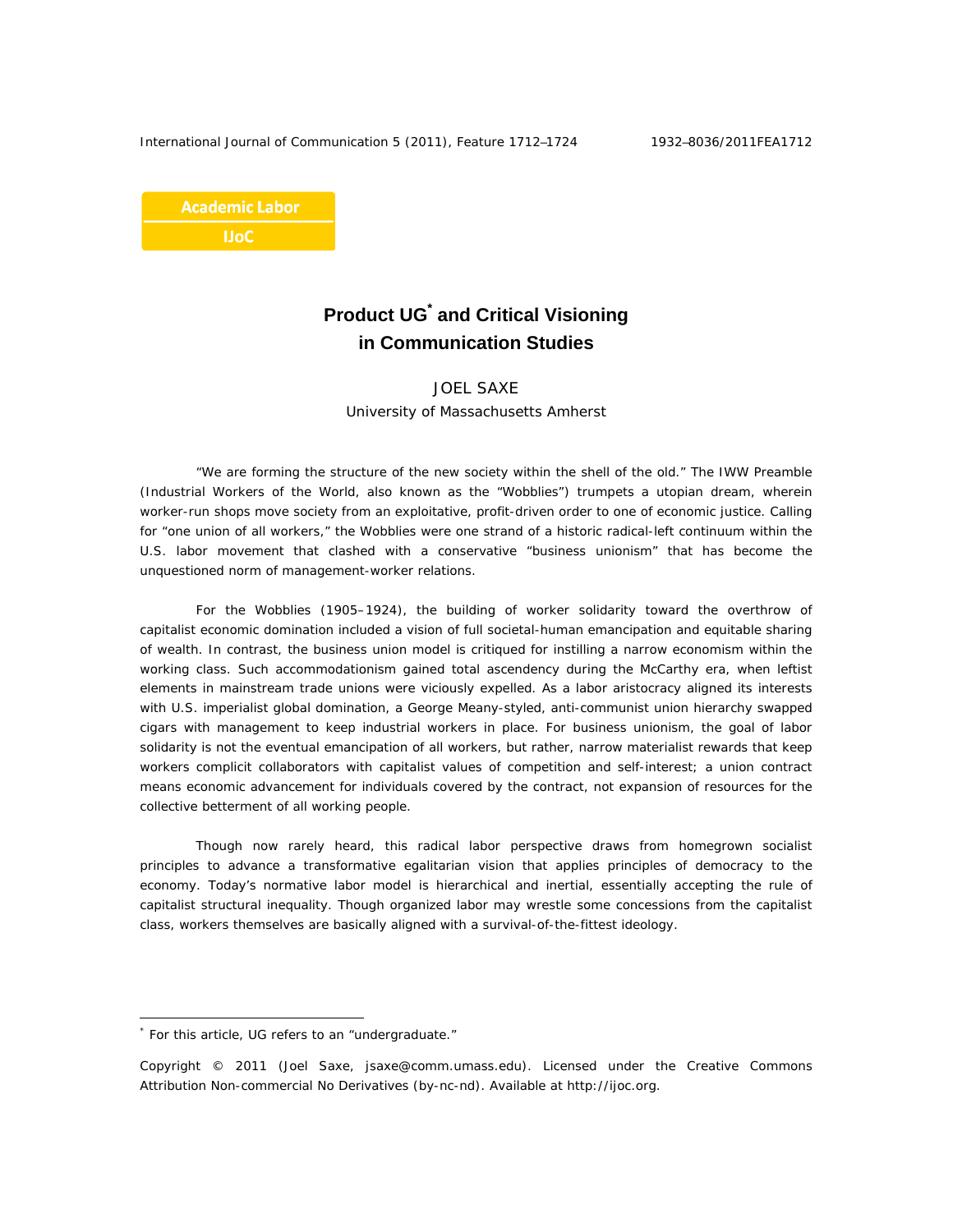Academic Labor
IJoC

# Product UG* and Critical Visioning in Communication Studies

JOEL SAXE
University of Massachusetts Amherst

"We are forming the structure of the new society within the shell of the old." The IWW Preamble (Industrial Workers of the World, also known as the "Wobblies") trumpets a utopian dream, wherein worker-run shops move society from an exploitative, profit-driven order to one of economic justice. Calling for "one union of all workers," the Wobblies were one strand of a historic radical-left continuum within the U.S. labor movement that clashed with a conservative "business unionism" that has become the unquestioned norm of management-worker relations.

For the Wobblies (1905–1924), the building of worker solidarity toward the overthrow of capitalist economic domination included a vision of full societal-human emancipation and equitable sharing of wealth. In contrast, the business union model is critiqued for instilling a narrow economism within the working class. Such accommodationism gained total ascendency during the McCarthy era, when leftist elements in mainstream trade unions were viciously expelled. As a labor aristocracy aligned its interests with U.S. imperialist global domination, a George Meany-styled, anti-communist union hierarchy swapped cigars with management to keep industrial workers in place. For business unionism, the goal of labor solidarity is not the eventual emancipation of all workers, but rather, narrow materialist rewards that keep workers complicit collaborators with capitalist values of competition and self-interest; a union contract means economic advancement for individuals covered by the contract, not expansion of resources for the collective betterment of all working people.

Though now rarely heard, this radical labor perspective draws from homegrown socialist principles to advance a transformative egalitarian vision that applies principles of democracy to the economy. Today's normative labor model is hierarchical and inertial, essentially accepting the rule of capitalist structural inequality. Though organized labor may wrestle some concessions from the capitalist class, workers themselves are basically aligned with a survival-of-the-fittest ideology.

* For this article, UG refers to an "undergraduate."

Copyright © 2011 (Joel Saxe, jsaxe@comm.umass.edu). Licensed under the Creative Commons Attribution Non-commercial No Derivatives (by-nc-nd). Available at http://ijoc.org.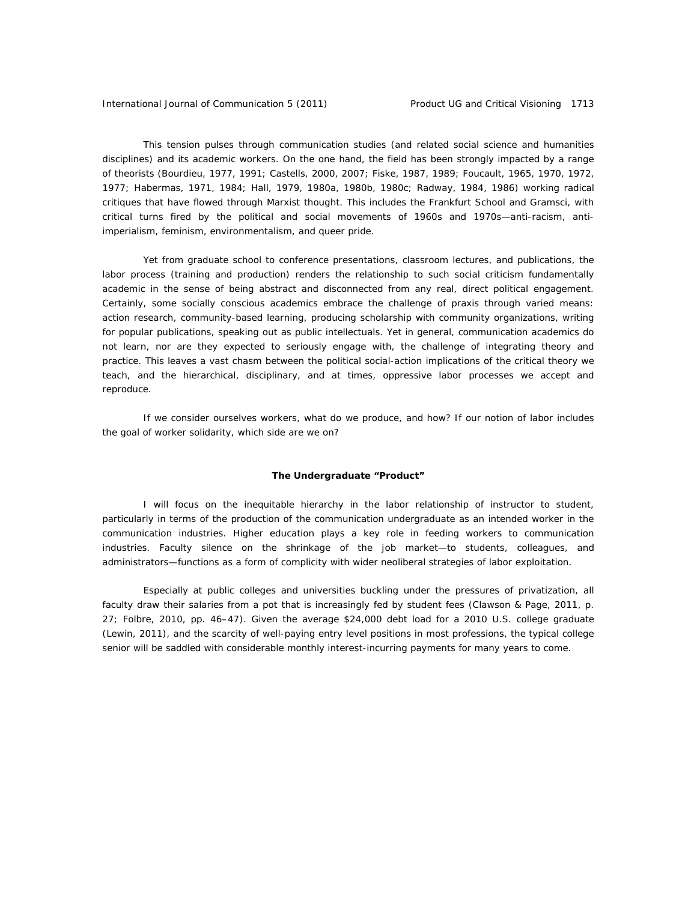This tension pulses through communication studies (and related social science and humanities disciplines) and its academic workers. On the one hand, the field has been strongly impacted by a range of theorists (Bourdieu, 1977, 1991; Castells, 2000, 2007; Fiske, 1987, 1989; Foucault, 1965, 1970, 1972, 1977; Habermas, 1971, 1984; Hall, 1979, 1980a, 1980b, 1980c; Radway, 1984, 1986) working radical critiques that have flowed through Marxist thought. This includes the Frankfurt School and Gramsci, with critical turns fired by the political and social movements of 1960s and 1970s—anti-racism, anti-imperialism, feminism, environmentalism, and queer pride.

Yet from graduate school to conference presentations, classroom lectures, and publications, the labor process (training and production) renders the relationship to such social criticism fundamentally academic in the sense of being abstract and disconnected from any real, direct political engagement. Certainly, some socially conscious academics embrace the challenge of praxis through varied means: action research, community-based learning, producing scholarship with community organizations, writing for popular publications, speaking out as public intellectuals. Yet in general, communication academics do not learn, nor are they expected to seriously engage with, the challenge of integrating theory and practice. This leaves a vast chasm between the political social-action implications of the critical theory we teach, and the hierarchical, disciplinary, and at times, oppressive labor processes we accept and reproduce.

If we consider ourselves workers, what do we produce, and how? If our notion of labor includes the goal of worker solidarity, which side are we on?

## The Undergraduate "Product"

I will focus on the inequitable hierarchy in the labor relationship of instructor to student, particularly in terms of the production of the communication undergraduate as an intended worker in the communication industries. Higher education plays a key role in feeding workers to communication industries. Faculty silence on the shrinkage of the job market—to students, colleagues, and administrators—functions as a form of complicity with wider neoliberal strategies of labor exploitation.

Especially at public colleges and universities buckling under the pressures of privatization, all faculty draw their salaries from a pot that is increasingly fed by student fees (Clawson & Page, 2011, p. 27; Folbre, 2010, pp. 46–47). Given the average $24,000 debt load for a 2010 U.S. college graduate (Lewin, 2011), and the scarcity of well-paying entry level positions in most professions, the typical college senior will be saddled with considerable monthly interest-incurring payments for many years to come.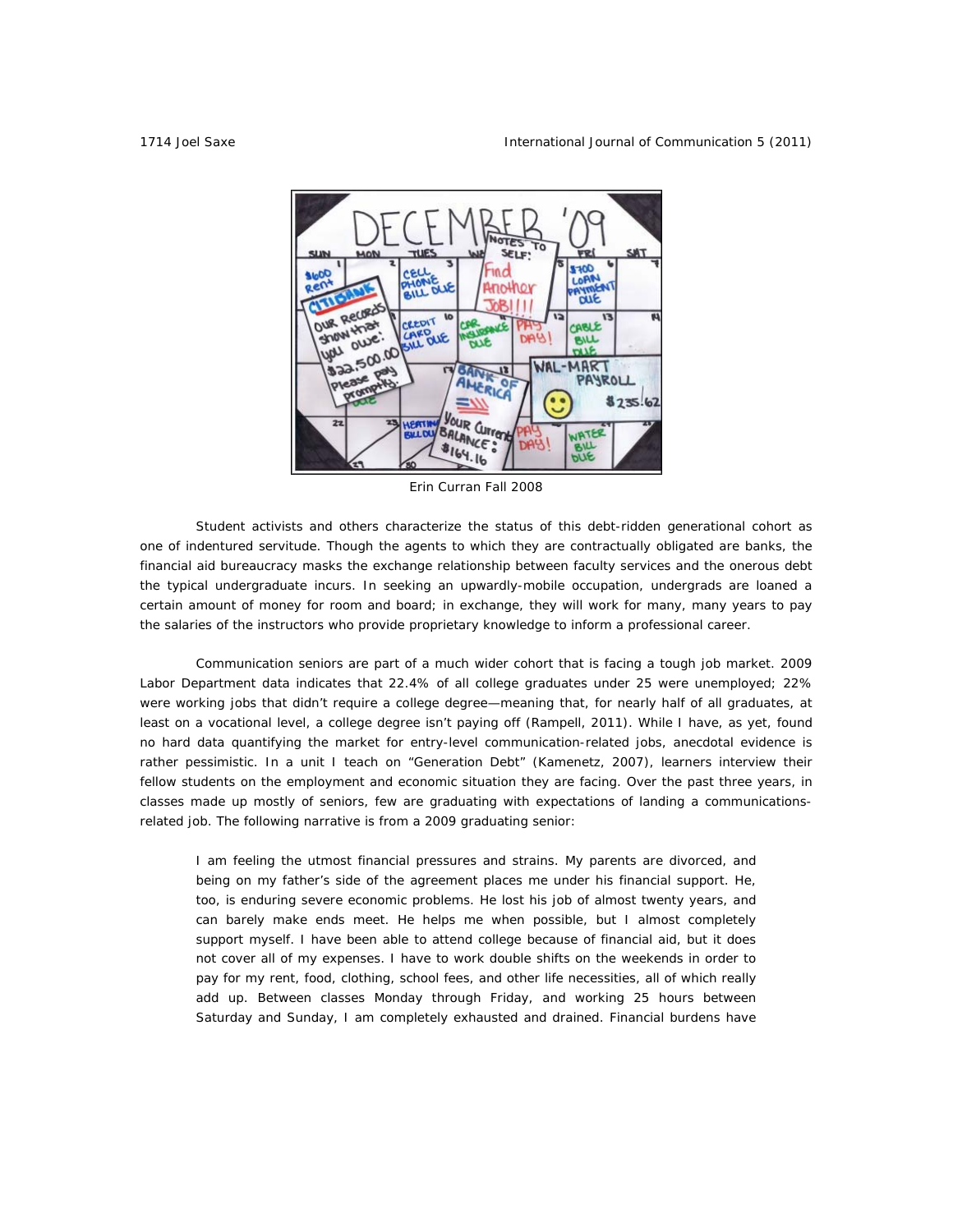Erin Curran Fall 2008

Student activists and others characterize the status of this debt-ridden generational cohort as one of indentured servitude. Though the agents to which they are contractually obligated are banks, the financial aid bureaucracy masks the exchange relationship between faculty services and the onerous debt the typical undergraduate incurs. In seeking an upwardly-mobile occupation, undergrads are loaned a certain amount of money for room and board; in exchange, they will work for many, many years to pay the salaries of the instructors who provide proprietary knowledge to inform a professional career.

Communication seniors are part of a much wider cohort that is facing a tough job market. 2009 Labor Department data indicates that 22.4% of all college graduates under 25 were unemployed; 22% were working jobs that didn't require a college degree—meaning that, for nearly half of all graduates, at least on a vocational level, a college degree isn't paying off (Rampell, 2011). While I have, as yet, found no hard data quantifying the market for entry-level communication-related jobs, anecdotal evidence is rather pessimistic. In a unit I teach on "Generation Debt" (Kamenetz, 2007), learners interview their fellow students on the employment and economic situation they are facing. Over the past three years, in classes made up mostly of seniors, few are graduating with expectations of landing a communications-related job. The following narrative is from a 2009 graduating senior:

> I am feeling the utmost financial pressures and strains. My parents are divorced, and being on my father's side of the agreement places me under his financial support. He, too, is enduring severe economic problems. He lost his job of almost twenty years, and can barely make ends meet. He helps me when possible, but I almost completely support myself. I have been able to attend college because of financial aid, but it does not cover all of my expenses. I have to work double shifts on the weekends in order to pay for my rent, food, clothing, school fees, and other life necessities, all of which really add up. Between classes Monday through Friday, and working 25 hours between Saturday and Sunday, I am completely exhausted and drained. Financial burdens have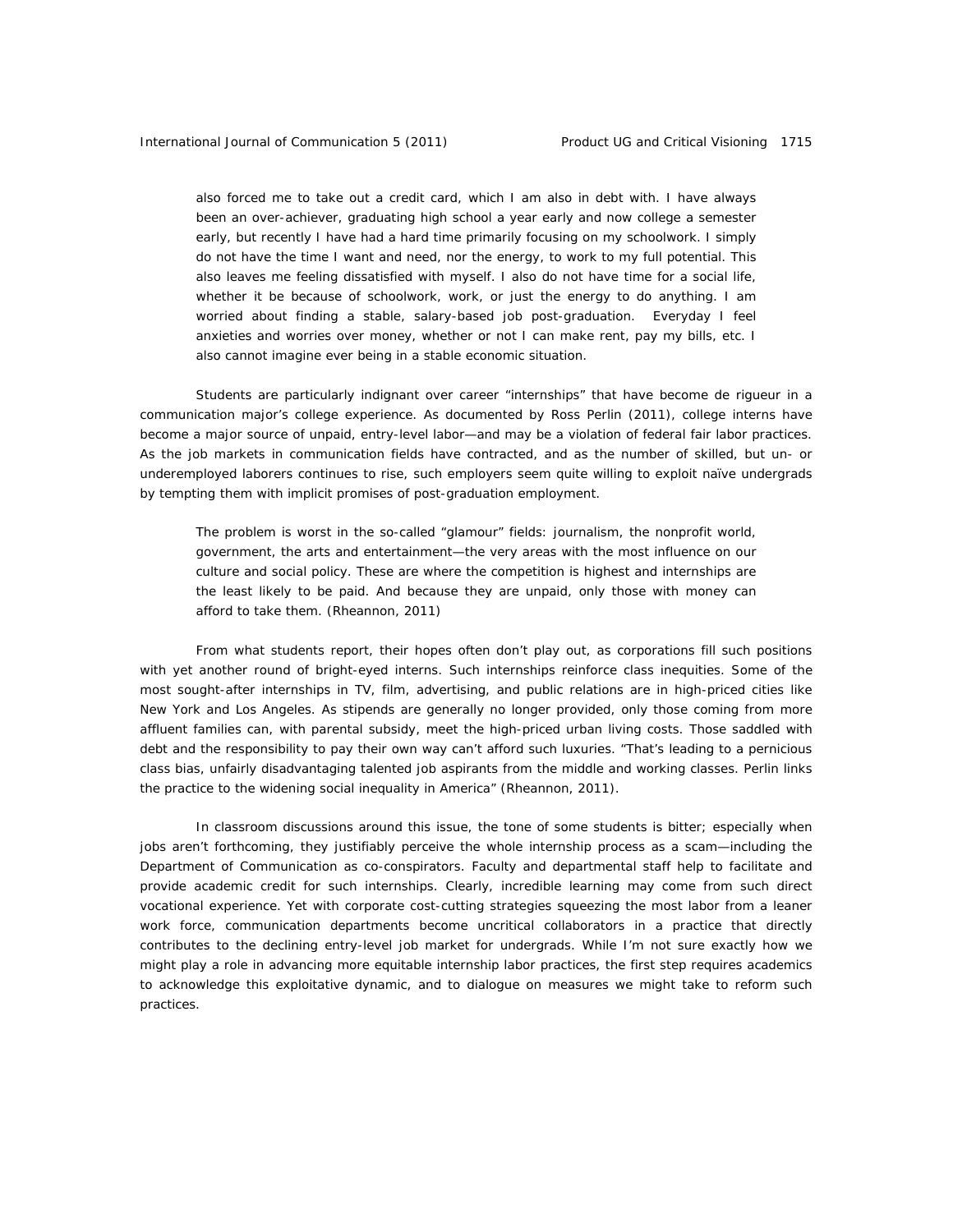> also forced me to take out a credit card, which I am also in debt with. I have always been an over-achiever, graduating high school a year early and now college a semester early, but recently I have had a hard time primarily focusing on my schoolwork. I simply do not have the time I want and need, nor the energy, to work to my full potential. This also leaves me feeling dissatisfied with myself. I also do not have time for a social life, whether it be because of schoolwork, work, or just the energy to do anything. I am worried about finding a stable, salary-based job post-graduation. Everyday I feel anxieties and worries over money, whether or not I can make rent, pay my bills, etc. I also cannot imagine ever being in a stable economic situation.

Students are particularly indignant over career "internships" that have become de rigueur in a communication major's college experience. As documented by Ross Perlin (2011), college interns have become a major source of unpaid, entry-level labor—and may be a violation of federal fair labor practices. As the job markets in communication fields have contracted, and as the number of skilled, but un- or underemployed laborers continues to rise, such employers seem quite willing to exploit naïve undergrads by tempting them with implicit promises of post-graduation employment.

> The problem is worst in the so-called "glamour" fields: journalism, the nonprofit world, government, the arts and entertainment—the very areas with the most influence on our culture and social policy. These are where the competition is highest and internships are the least likely to be paid. And because they are unpaid, only those with money can afford to take them. (Rheannon, 2011)

From what students report, their hopes often don't play out, as corporations fill such positions with yet another round of bright-eyed interns. Such internships reinforce class inequities. Some of the most sought-after internships in TV, film, advertising, and public relations are in high-priced cities like New York and Los Angeles. As stipends are generally no longer provided, only those coming from more affluent families can, with parental subsidy, meet the high-priced urban living costs. Those saddled with debt and the responsibility to pay their own way can't afford such luxuries. "That's leading to a pernicious class bias, unfairly disadvantaging talented job aspirants from the middle and working classes. Perlin links the practice to the widening social inequality in America" (Rheannon, 2011).

In classroom discussions around this issue, the tone of some students is bitter; especially when jobs aren't forthcoming, they justifiably perceive the whole internship process as a scam—including the Department of Communication as co-conspirators. Faculty and departmental staff help to facilitate and provide academic credit for such internships. Clearly, incredible learning may come from such direct vocational experience. Yet with corporate cost-cutting strategies squeezing the most labor from a leaner work force, communication departments become uncritical collaborators in a practice that directly contributes to the declining entry-level job market for undergrads. While I'm not sure exactly how we might play a role in advancing more equitable internship labor practices, the first step requires academics to acknowledge this exploitative dynamic, and to dialogue on measures we might take to reform such practices.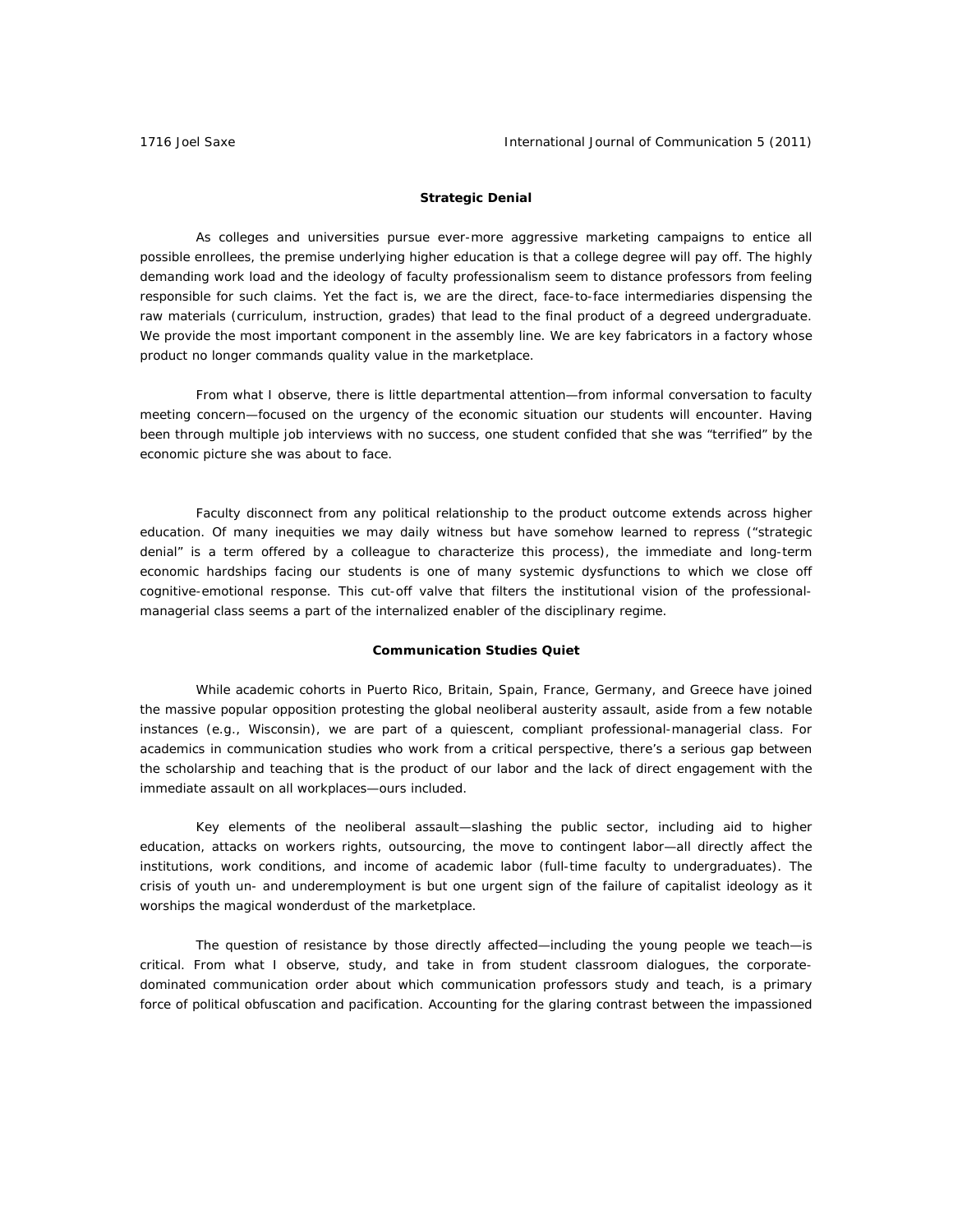### Strategic Denial

As colleges and universities pursue ever-more aggressive marketing campaigns to entice all possible enrollees, the premise underlying higher education is that a college degree will pay off. The highly demanding work load and the ideology of faculty professionalism seem to distance professors from feeling responsible for such claims. Yet the fact is, we are the direct, face-to-face intermediaries dispensing the raw materials (curriculum, instruction, grades) that lead to the final product of a degreed undergraduate. We provide the most important component in the assembly line. We are key fabricators in a factory whose product no longer commands quality value in the marketplace.

From what I observe, there is little departmental attention—from informal conversation to faculty meeting concern—focused on the urgency of the economic situation our students will encounter. Having been through multiple job interviews with no success, one student confided that she was "terrified" by the economic picture she was about to face.

Faculty disconnect from any political relationship to the product outcome extends across higher education. Of many inequities we may daily witness but have somehow learned to repress ("strategic denial" is a term offered by a colleague to characterize this process), the immediate and long-term economic hardships facing our students is one of many systemic dysfunctions to which we close off cognitive-emotional response. This cut-off valve that filters the institutional vision of the professional-managerial class seems a part of the internalized enabler of the disciplinary regime.

### Communication Studies Quiet

While academic cohorts in Puerto Rico, Britain, Spain, France, Germany, and Greece have joined the massive popular opposition protesting the global neoliberal austerity assault, aside from a few notable instances (e.g., Wisconsin), we are part of a quiescent, compliant professional-managerial class. For academics in communication studies who work from a critical perspective, there's a serious gap between the scholarship and teaching that is the product of our labor and the lack of direct engagement with the immediate assault on all workplaces—ours included.

Key elements of the neoliberal assault—slashing the public sector, including aid to higher education, attacks on workers rights, outsourcing, the move to contingent labor—all directly affect the institutions, work conditions, and income of academic labor (full-time faculty to undergraduates). The crisis of youth un- and underemployment is but one urgent sign of the failure of capitalist ideology as it worships the magical wonderdust of the marketplace.

The question of resistance by those directly affected—including the young people we teach—is critical. From what I observe, study, and take in from student classroom dialogues, the corporate-dominated communication order about which communication professors study and teach, is a primary force of political obfuscation and pacification. Accounting for the glaring contrast between the impassioned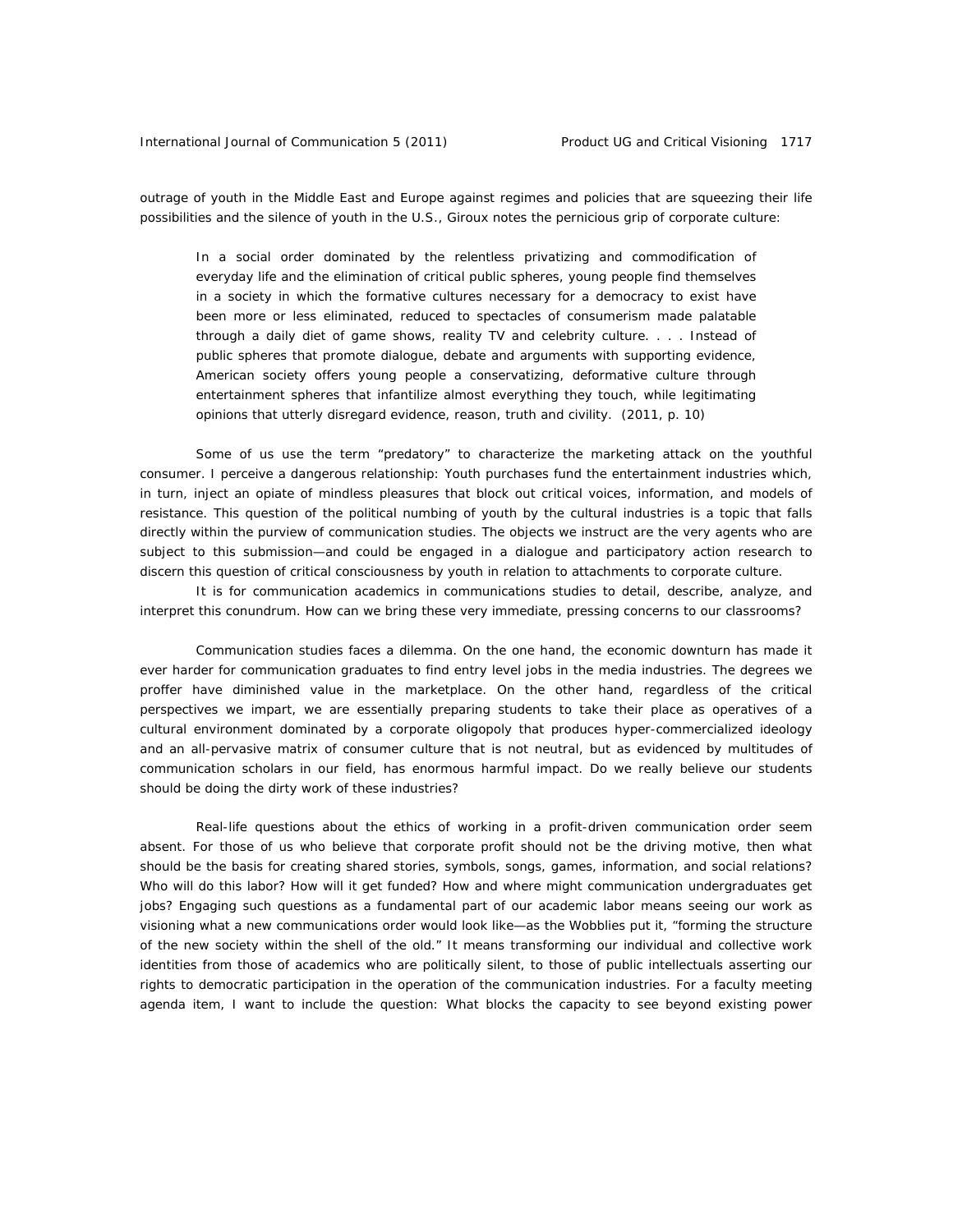outrage of youth in the Middle East and Europe against regimes and policies that are squeezing their life possibilities and the silence of youth in the U.S., Giroux notes the pernicious grip of corporate culture:

> In a social order dominated by the relentless privatizing and commodification of everyday life and the elimination of critical public spheres, young people find themselves in a society in which the formative cultures necessary for a democracy to exist have been more or less eliminated, reduced to spectacles of consumerism made palatable through a daily diet of game shows, reality TV and celebrity culture. . . . Instead of public spheres that promote dialogue, debate and arguments with supporting evidence, American society offers young people a conservatizing, deformative culture through entertainment spheres that infantilize almost everything they touch, while legitimating opinions that utterly disregard evidence, reason, truth and civility. (2011, p. 10)

Some of us use the term "predatory" to characterize the marketing attack on the youthful consumer. I perceive a dangerous relationship: Youth purchases fund the entertainment industries which, in turn, inject an opiate of mindless pleasures that block out critical voices, information, and models of resistance. This question of the political numbing of youth by the cultural industries is a topic that falls directly within the purview of communication studies. The objects we instruct are the very agents who are subject to this submission—and could be engaged in a dialogue and participatory action research to discern this question of critical consciousness by youth in relation to attachments to corporate culture.

It is for communication academics in communications studies to detail, describe, analyze, and interpret this conundrum. How can we bring these very immediate, pressing concerns to our classrooms?

Communication studies faces a dilemma. On the one hand, the economic downturn has made it ever harder for communication graduates to find entry level jobs in the media industries. The degrees we proffer have diminished value in the marketplace. On the other hand, regardless of the critical perspectives we impart, we are essentially preparing students to take their place as operatives of a cultural environment dominated by a corporate oligopoly that produces hyper-commercialized ideology and an all-pervasive matrix of consumer culture that is not neutral, but as evidenced by multitudes of communication scholars in our field, has enormous harmful impact. Do we really believe our students should be doing the dirty work of these industries?

Real-life questions about the ethics of working in a profit-driven communication order seem absent. For those of us who believe that corporate profit should not be the driving motive, then what should be the basis for creating shared stories, symbols, songs, games, information, and social relations? Who will do this labor? How will it get funded? How and where might communication undergraduates get jobs? Engaging such questions as a fundamental part of our academic labor means seeing our work as visioning what a new communications order would look like—as the Wobblies put it, "forming the structure of the new society within the shell of the old." It means transforming our individual and collective work identities from those of academics who are politically silent, to those of public intellectuals asserting our rights to democratic participation in the operation of the communication industries. For a faculty meeting agenda item, I want to include the question: What blocks the capacity to see beyond existing power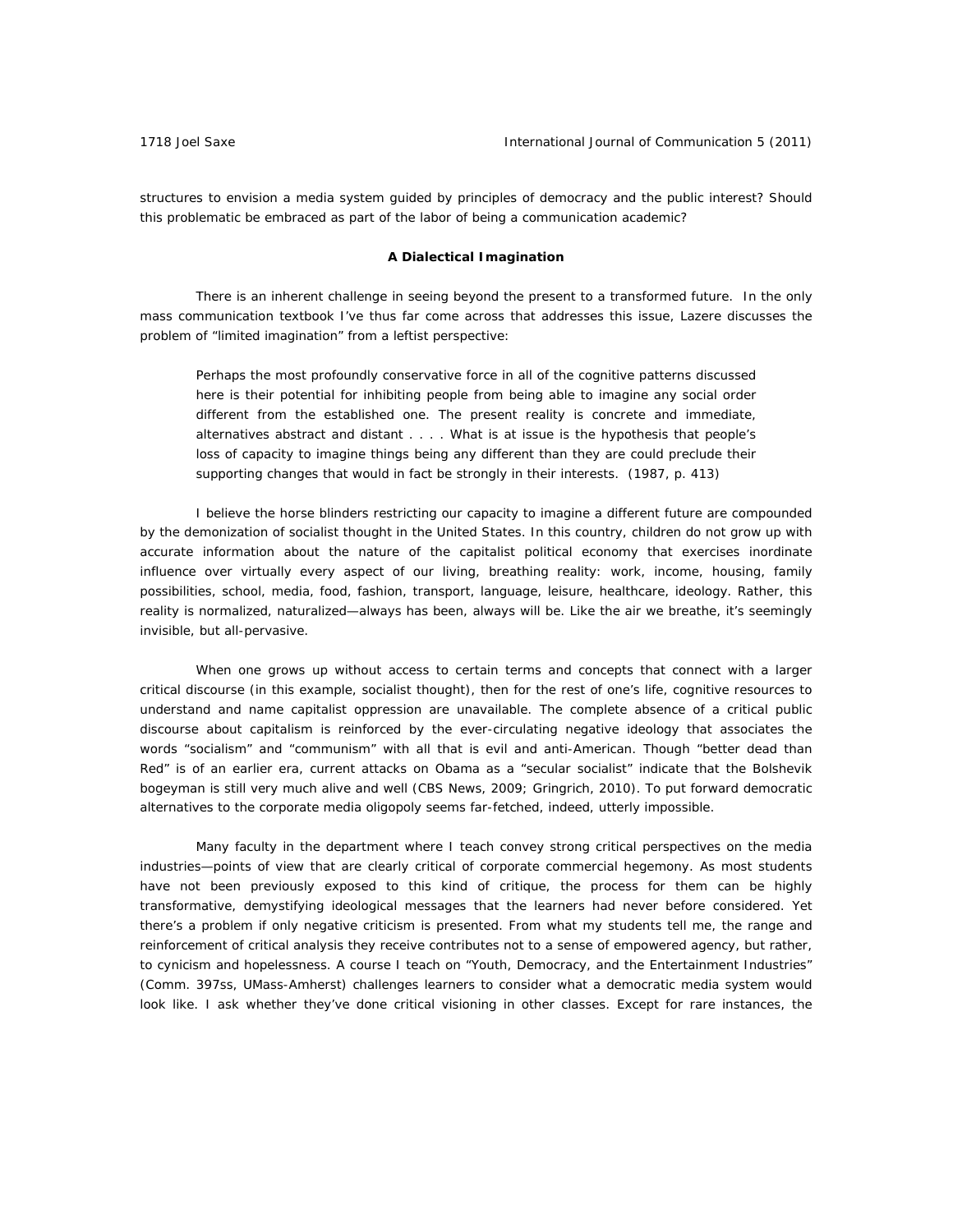structures to envision a media system guided by principles of democracy and the public interest? Should this problematic be embraced as part of the labor of being a communication academic?

### A Dialectical Imagination

There is an inherent challenge in seeing beyond the present to a transformed future. In the only mass communication textbook I've thus far come across that addresses this issue, Lazere discusses the problem of "limited imagination" from a leftist perspective:

> Perhaps the most profoundly conservative force in all of the cognitive patterns discussed here is their potential for inhibiting people from being able to imagine any social order different from the established one. The present reality is concrete and immediate, alternatives abstract and distant . . . . What is at issue is the hypothesis that people's loss of capacity to imagine things being any different than they are could preclude their supporting changes that would in fact be strongly in their interests. (1987, p. 413)

I believe the horse blinders restricting our capacity to imagine a different future are compounded by the demonization of socialist thought in the United States. In this country, children do not grow up with accurate information about the nature of the capitalist political economy that exercises inordinate influence over virtually every aspect of our living, breathing reality: work, income, housing, family possibilities, school, media, food, fashion, transport, language, leisure, healthcare, ideology. Rather, this reality is normalized, naturalized—always has been, always will be. Like the air we breathe, it's seemingly invisible, but all-pervasive.

When one grows up without access to certain terms and concepts that connect with a larger critical discourse (in this example, socialist thought), then for the rest of one's life, cognitive resources to understand and name capitalist oppression are unavailable. The complete absence of a critical public discourse about capitalism is reinforced by the ever-circulating negative ideology that associates the words "socialism" and "communism" with all that is evil and anti-American. Though "better dead than Red" is of an earlier era, current attacks on Obama as a "secular socialist" indicate that the Bolshevik bogeyman is still very much alive and well (CBS News, 2009; Gringrich, 2010). To put forward democratic alternatives to the corporate media oligopoly seems far-fetched, indeed, utterly impossible.

Many faculty in the department where I teach convey strong critical perspectives on the media industries—points of view that are clearly critical of corporate commercial hegemony. As most students have not been previously exposed to this kind of critique, the process for them can be highly transformative, demystifying ideological messages that the learners had never before considered. Yet there's a problem if only negative criticism is presented. From what my students tell me, the range and reinforcement of critical analysis they receive contributes not to a sense of empowered agency, but rather, to cynicism and hopelessness. A course I teach on "Youth, Democracy, and the Entertainment Industries" (Comm. 397ss, UMass-Amherst) challenges learners to consider what a democratic media system would look like. I ask whether they've done critical visioning in other classes. Except for rare instances, the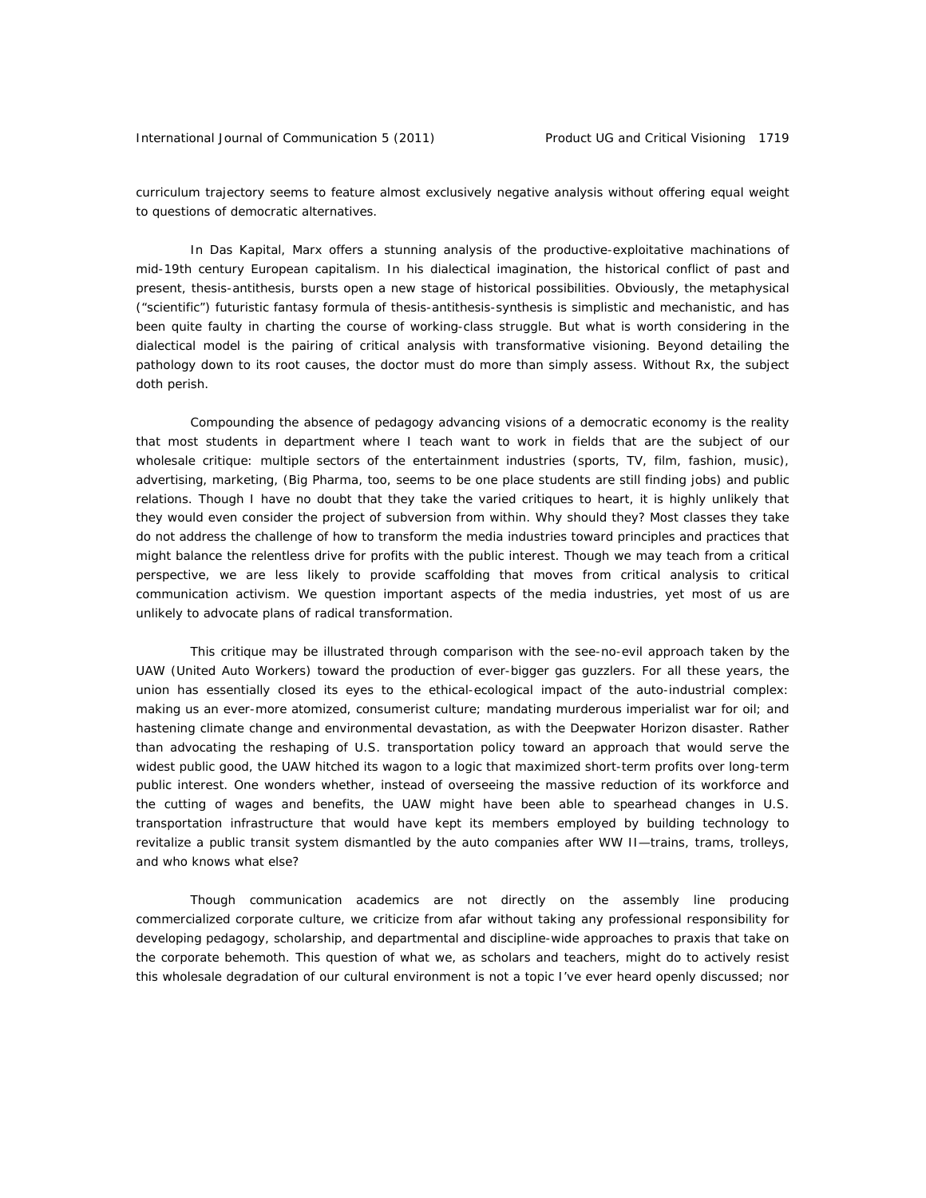curriculum trajectory seems to feature almost exclusively negative analysis without offering equal weight to questions of democratic alternatives.

In *Das Kapital*, Marx offers a stunning analysis of the productive-exploitative machinations of mid-19th century European capitalism. In his dialectical imagination, the historical conflict of past and present, thesis-antithesis, bursts open a new stage of historical possibilities. Obviously, the metaphysical ("scientific") futuristic fantasy formula of thesis-antithesis-synthesis is simplistic and mechanistic, and has been quite faulty in charting the course of working-class struggle. But what is worth considering in the dialectical model is the pairing of critical analysis with transformative visioning. Beyond detailing the pathology down to its root causes, the doctor must do more than simply assess. Without Rx, the subject doth perish.

Compounding the absence of pedagogy advancing visions of a democratic economy is the reality that most students in department where I teach want to work in fields that are the subject of our wholesale critique: multiple sectors of the entertainment industries (sports, TV, film, fashion, music), advertising, marketing, (Big Pharma, too, seems to be one place students are still finding jobs) and public relations. Though I have no doubt that they take the varied critiques to heart, it is highly unlikely that they would even consider the project of subversion from within. Why should they? Most classes they take do not address the challenge of how to transform the media industries toward principles and practices that might balance the relentless drive for profits with the public interest. Though we may teach from a critical perspective, we are less likely to provide scaffolding that moves from critical analysis to critical communication activism. We question important aspects of the media industries, yet most of us are unlikely to advocate plans of radical transformation.

This critique may be illustrated through comparison with the see-no-evil approach taken by the UAW (United Auto Workers) toward the production of ever-bigger gas guzzlers. For all these years, the union has essentially closed its eyes to the ethical-ecological impact of the auto-industrial complex: making us an ever-more atomized, consumerist culture; mandating murderous imperialist war for oil; and hastening climate change and environmental devastation, as with the Deepwater Horizon disaster. Rather than advocating the reshaping of U.S. transportation policy toward an approach that would serve the widest public good, the UAW hitched its wagon to a logic that maximized short-term profits over long-term public interest. One wonders whether, instead of overseeing the massive reduction of its workforce and the cutting of wages and benefits, the UAW might have been able to spearhead changes in U.S. transportation infrastructure that would have kept its members employed by building technology to revitalize a public transit system dismantled by the auto companies after WW II—trains, trams, trolleys, and who knows what else?

Though communication academics are not directly on the assembly line producing commercialized corporate culture, we criticize from afar without taking any professional responsibility for developing pedagogy, scholarship, and departmental and discipline-wide approaches to praxis that take on the corporate behemoth. This question of what we, as scholars and teachers, might do to actively resist this wholesale degradation of our cultural environment is not a topic I've ever heard openly discussed; nor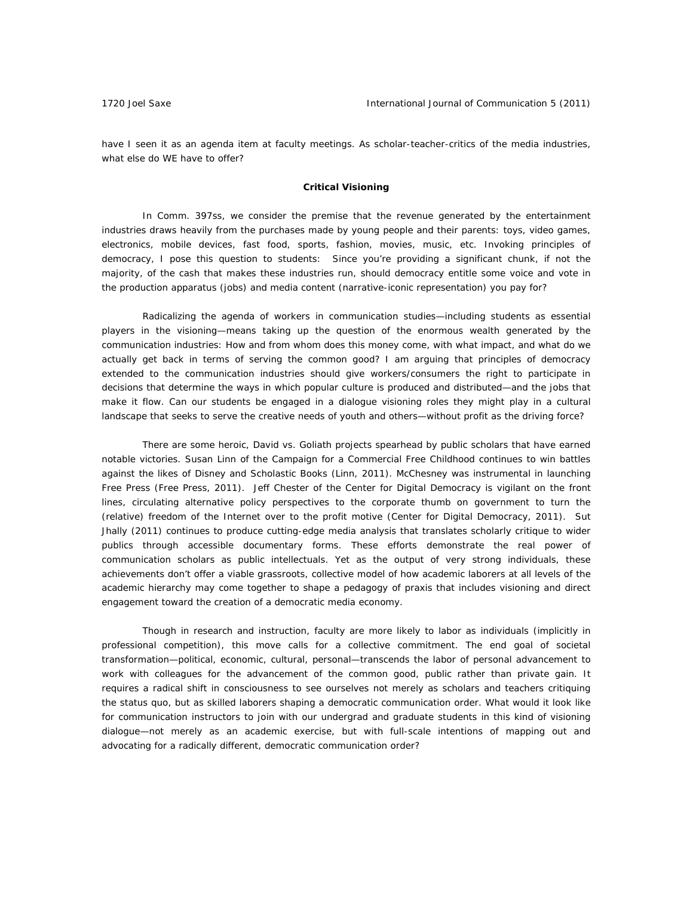have I seen it as an agenda item at faculty meetings. As scholar-teacher-critics of the media industries, what else do WE have to offer?

## Critical Visioning

In Comm. 397ss, we consider the premise that the revenue generated by the entertainment industries draws heavily from the purchases made by young people and their parents: toys, video games, electronics, mobile devices, fast food, sports, fashion, movies, music, etc. Invoking principles of democracy, I pose this question to students: Since you're providing a significant chunk, if not the majority, of the cash that makes these industries run, should democracy entitle some voice and vote in the production apparatus (jobs) and media content (narrative-iconic representation) you pay for?

Radicalizing the agenda of workers in communication studies—including students as essential players in the visioning—means taking up the question of the enormous wealth generated by the communication industries: How and from whom does this money come, with what impact, and what do we actually get back in terms of serving the common good? I am arguing that principles of democracy extended to the communication industries should give workers/consumers the right to participate in decisions that determine the ways in which popular culture is produced and distributed—and the jobs that make it flow. Can our students be engaged in a dialogue visioning roles they might play in a cultural landscape that seeks to serve the creative needs of youth and others—without profit as the driving force?

There are some heroic, David vs. Goliath projects spearhead by public scholars that have earned notable victories. Susan Linn of the Campaign for a Commercial Free Childhood continues to win battles against the likes of Disney and Scholastic Books (Linn, 2011). McChesney was instrumental in launching Free Press (Free Press, 2011). Jeff Chester of the Center for Digital Democracy is vigilant on the front lines, circulating alternative policy perspectives to the corporate thumb on government to turn the (relative) freedom of the Internet over to the profit motive (Center for Digital Democracy, 2011). Sut Jhally (2011) continues to produce cutting-edge media analysis that translates scholarly critique to wider publics through accessible documentary forms. These efforts demonstrate the real power of communication scholars as public intellectuals. Yet as the output of very strong individuals, these achievements don't offer a viable grassroots, collective model of how academic laborers at all levels of the academic hierarchy may come together to shape a pedagogy of praxis that includes visioning and direct engagement toward the creation of a democratic media economy.

Though in research and instruction, faculty are more likely to labor as individuals (implicitly in professional competition), this move calls for a collective commitment. The end goal of societal transformation—political, economic, cultural, personal—transcends the labor of personal advancement to work with colleagues for the advancement of the common good, public rather than private gain. It requires a radical shift in consciousness to see ourselves not merely as scholars and teachers critiquing the status quo, but as skilled laborers shaping a democratic communication order. What would it look like for communication instructors to join with our undergrad and graduate students in this kind of visioning dialogue—not merely as an academic exercise, but with full-scale intentions of mapping out and advocating for a radically different, democratic communication order?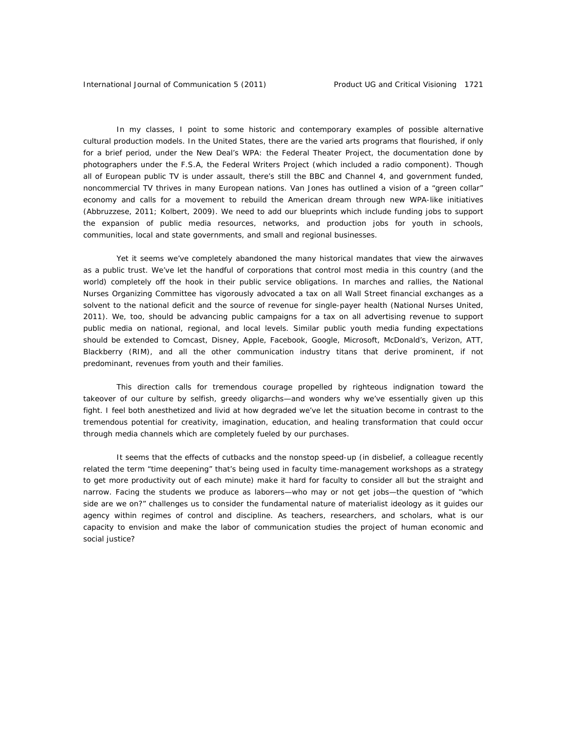In my classes, I point to some historic and contemporary examples of possible alternative cultural production models. In the United States, there are the varied arts programs that flourished, if only for a brief period, under the New Deal's WPA: the Federal Theater Project, the documentation done by photographers under the F.S.A, the Federal Writers Project (which included a radio component). Though all of European public TV is under assault, there's still the BBC and Channel 4, and government funded, noncommercial TV thrives in many European nations. Van Jones has outlined a vision of a "green collar" economy and calls for a movement to rebuild the American dream through new WPA-like initiatives (Abbruzzese, 2011; Kolbert, 2009). We need to add our blueprints which include funding jobs to support the expansion of public media resources, networks, and production jobs for youth in schools, communities, local and state governments, and small and regional businesses.

Yet it seems we've completely abandoned the many historical mandates that view the airwaves as a public trust. We've let the handful of corporations that control most media in this country (and the world) completely off the hook in their public service obligations. In marches and rallies, the National Nurses Organizing Committee has vigorously advocated a tax on all Wall Street financial exchanges as a solvent to the national deficit and the source of revenue for single-payer health (National Nurses United, 2011). We, too, should be advancing public campaigns for a tax on all advertising revenue to support public media on national, regional, and local levels. Similar public youth media funding expectations should be extended to Comcast, Disney, Apple, Facebook, Google, Microsoft, McDonald's, Verizon, ATT, Blackberry (RIM), and all the other communication industry titans that derive prominent, if not predominant, revenues from youth and their families.

This direction calls for tremendous courage propelled by righteous indignation toward the takeover of our culture by selfish, greedy oligarchs—and wonders why we've essentially given up this fight. I feel both anesthetized and livid at how degraded we've let the situation become in contrast to the tremendous potential for creativity, imagination, education, and healing transformation that could occur through media channels which are completely fueled by our purchases.

It seems that the effects of cutbacks and the nonstop speed-up (in disbelief, a colleague recently related the term "time deepening" that's being used in faculty time-management workshops as a strategy to get more productivity out of each minute) make it hard for faculty to consider all but the straight and narrow. Facing the students we produce as laborers—who may or not get jobs—the question of "which side are we on?" challenges us to consider the fundamental nature of materialist ideology as it guides our agency within regimes of control and discipline. As teachers, researchers, and scholars, what is our capacity to envision and make the labor of communication studies the project of human economic and social justice?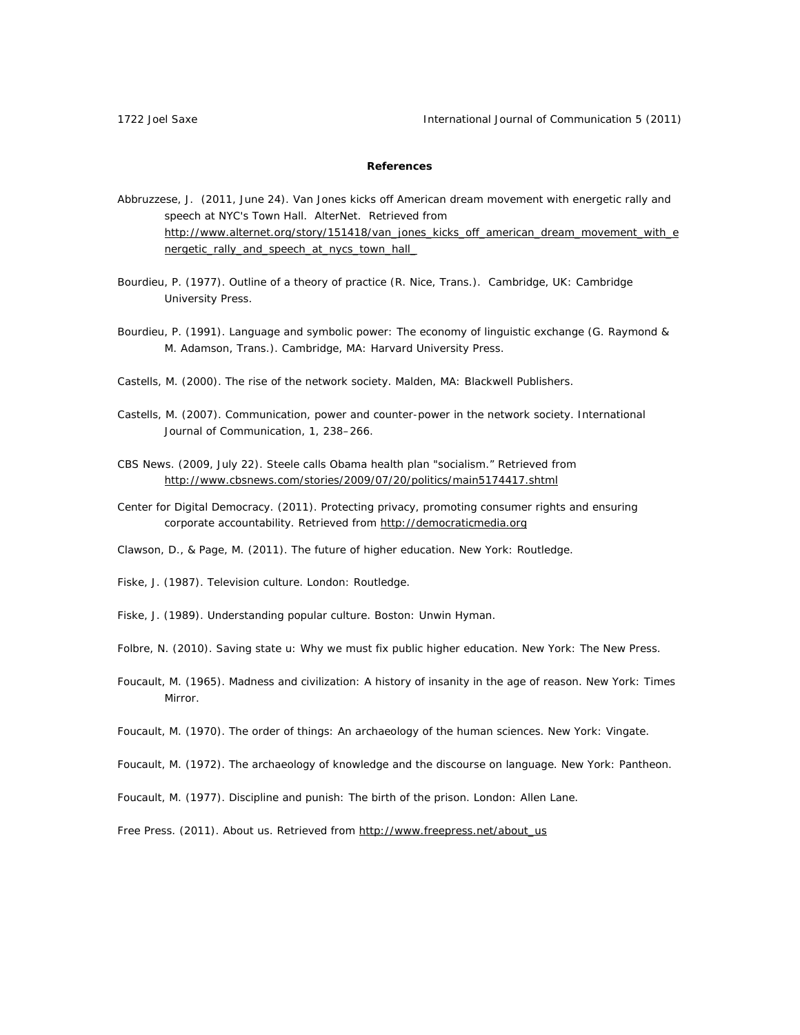**References**

Abbruzzese, J. (2011, June 24). Van Jones kicks off American dream movement with energetic rally and speech at NYC's Town Hall. AlterNet. Retrieved from http://www.alternet.org/story/151418/van_jones_kicks_off_american_dream_movement_with_energetic_rally_and_speech_at_nycs_town_hall_

Bourdieu, P. (1977). Outline of a theory of practice (R. Nice, Trans.). Cambridge, UK: Cambridge University Press.

Bourdieu, P. (1991). Language and symbolic power: The economy of linguistic exchange (G. Raymond & M. Adamson, Trans.). Cambridge, MA: Harvard University Press.

Castells, M. (2000). The rise of the network society. Malden, MA: Blackwell Publishers.

Castells, M. (2007). Communication, power and counter-power in the network society. International Journal of Communication, 1, 238–266.

CBS News. (2009, July 22). Steele calls Obama health plan "socialism." Retrieved from http://www.cbsnews.com/stories/2009/07/20/politics/main5174417.shtml

Center for Digital Democracy. (2011). Protecting privacy, promoting consumer rights and ensuring corporate accountability. Retrieved from http://democraticmedia.org

Clawson, D., & Page, M. (2011). The future of higher education. New York: Routledge.

Fiske, J. (1987). Television culture. London: Routledge.

Fiske, J. (1989). Understanding popular culture. Boston: Unwin Hyman.

Folbre, N. (2010). Saving state u: Why we must fix public higher education. New York: The New Press.

Foucault, M. (1965). Madness and civilization: A history of insanity in the age of reason. New York: Times Mirror.

Foucault, M. (1970). The order of things: An archaeology of the human sciences. New York: Vingate.

Foucault, M. (1972). The archaeology of knowledge and the discourse on language. New York: Pantheon.

Foucault, M. (1977). Discipline and punish: The birth of the prison. London: Allen Lane.

Free Press. (2011). About us. Retrieved from http://www.freepress.net/about_us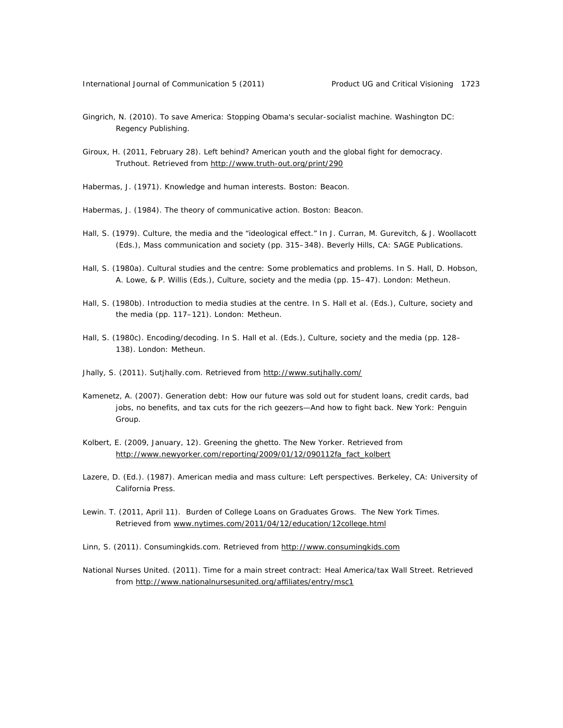Gingrich, N. (2010). To save America: Stopping Obama's secular-socialist machine. Washington DC: Regency Publishing.

Giroux, H. (2011, February 28). Left behind? American youth and the global fight for democracy. Truthout. Retrieved from http://www.truth-out.org/print/290

Habermas, J. (1971). Knowledge and human interests. Boston: Beacon.

Habermas, J. (1984). The theory of communicative action. Boston: Beacon.

Hall, S. (1979). Culture, the media and the "ideological effect." In J. Curran, M. Gurevitch, & J. Woollacott (Eds.), Mass communication and society (pp. 315–348). Beverly Hills, CA: SAGE Publications.

Hall, S. (1980a). Cultural studies and the centre: Some problematics and problems. In S. Hall, D. Hobson, A. Lowe, & P. Willis (Eds.), Culture, society and the media (pp. 15–47). London: Metheun.

Hall, S. (1980b). Introduction to media studies at the centre. In S. Hall et al. (Eds.), Culture, society and the media (pp. 117–121). London: Metheun.

Hall, S. (1980c). Encoding/decoding. In S. Hall et al. (Eds.), Culture, society and the media (pp. 128–138). London: Metheun.

Jhally, S. (2011). Sutjhally.com. Retrieved from http://www.sutjhally.com/

Kamenetz, A. (2007). Generation debt: How our future was sold out for student loans, credit cards, bad jobs, no benefits, and tax cuts for the rich geezers—And how to fight back. New York: Penguin Group.

Kolbert, E. (2009, January, 12). Greening the ghetto. The New Yorker. Retrieved from http://www.newyorker.com/reporting/2009/01/12/090112fa_fact_kolbert

Lazere, D. (Ed.). (1987). American media and mass culture: Left perspectives. Berkeley, CA: University of California Press.

Lewin. T. (2011, April 11). Burden of College Loans on Graduates Grows. The New York Times. Retrieved from www.nytimes.com/2011/04/12/education/12college.html

Linn, S. (2011). Consumingkids.com. Retrieved from http://www.consumingkids.com

National Nurses United. (2011). Time for a main street contract: Heal America/tax Wall Street. Retrieved from http://www.nationalnursesunited.org/affiliates/entry/msc1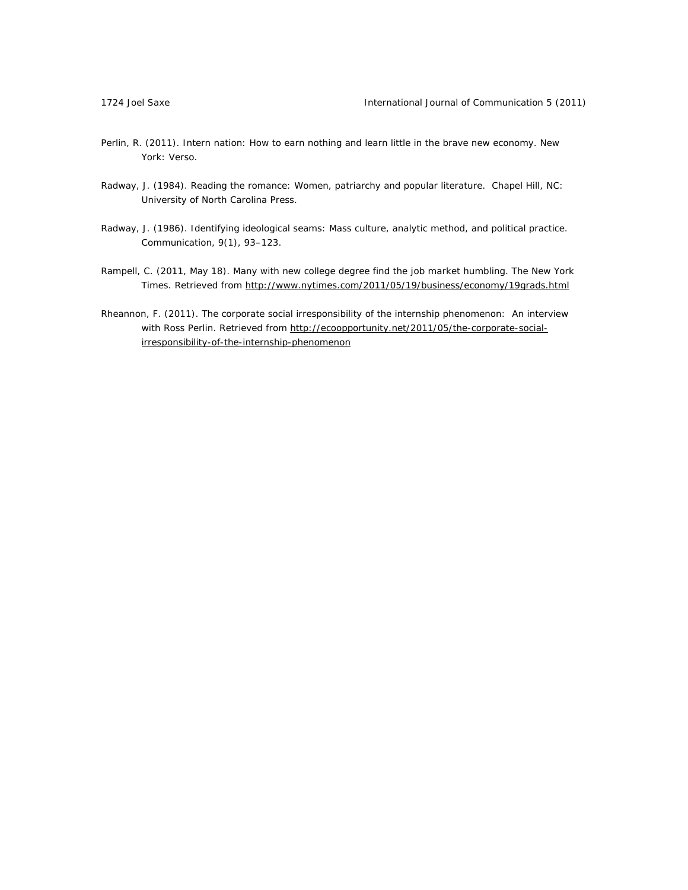Perlin, R. (2011). Intern nation: How to earn nothing and learn little in the brave new economy. New York: Verso.

Radway, J. (1984). Reading the romance: Women, patriarchy and popular literature. Chapel Hill, NC: University of North Carolina Press.

Radway, J. (1986). Identifying ideological seams: Mass culture, analytic method, and political practice. Communication, 9(1), 93–123.

Rampell, C. (2011, May 18). Many with new college degree find the job market humbling. The New York Times. Retrieved from http://www.nytimes.com/2011/05/19/business/economy/19grads.html

Rheannon, F. (2011). The corporate social irresponsibility of the internship phenomenon: An interview with Ross Perlin. Retrieved from http://ecoopportunity.net/2011/05/the-corporate-social-irresponsibility-of-the-internship-phenomenon